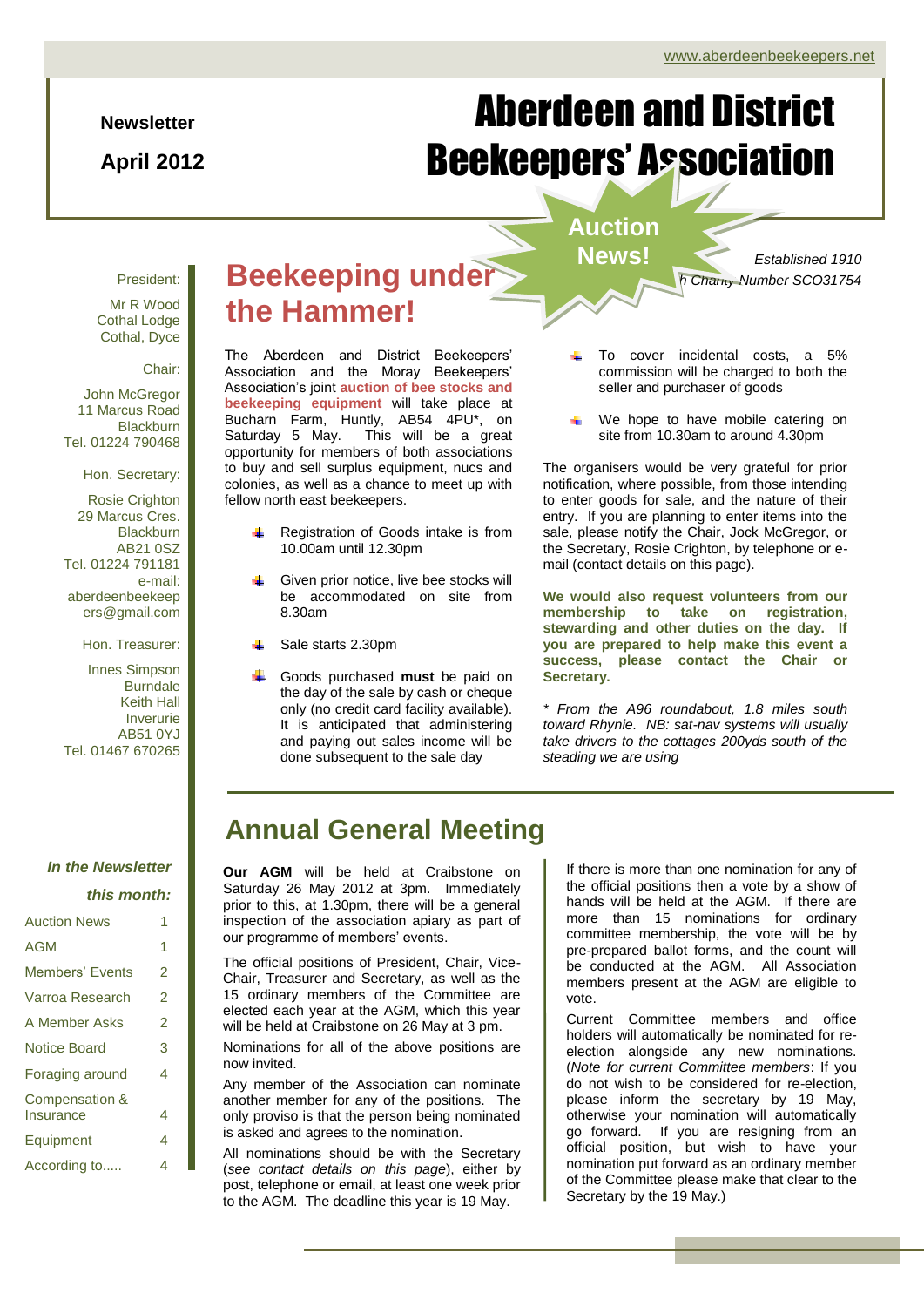www.aberdeenbeekeepers.net

**Newsletter**

**April 2012**

# Aberdeen and District Beekeepers' Association

Auction News!

*Established 1910*

*h Charity Number SCO31754*

President:

Mr R Wood
Cothal Lodge
Cothal, Dyce

Chair:

John McGregor
11 Marcus Road
Blackburn
Tel. 01224 790468

Hon. Secretary:

Rosie Crighton
29 Marcus Cres.
Blackburn
AB21 0SZ
Tel. 01224 791181
e-mail:
aberdeenbeekeepers@gmail.com

Hon. Treasurer:

Innes Simpson
Burndale
Keith Hall
Inverurie
AB51 0YJ
Tel. 01467 670265

*In the Newsletter this month:*

| | |
|---|---|
| Auction News | 1 |
| AGM | 1 |
| Members' Events | 2 |
| Varroa Research | 2 |
| A Member Asks | 2 |
| Notice Board | 3 |
| Foraging around | 4 |
| Compensation & Insurance | 4 |
| Equipment | 4 |
| According to..... | 4 |

## Beekeeping under the Hammer!

The Aberdeen and District Beekeepers' Association and the Moray Beekeepers' Association's joint **auction of bee stocks and beekeeping equipment** will take place at Bucharn Farm, Huntly, AB54 4PU*, on Saturday 5 May. This will be a great opportunity for members of both associations to buy and sell surplus equipment, nucs and colonies, as well as a chance to meet up with fellow north east beekeepers.

- Registration of Goods intake is from 10.00am until 12.30pm
- Given prior notice, live bee stocks will be accommodated on site from 8.30am
- Sale starts 2.30pm
- Goods purchased **must** be paid on the day of the sale by cash or cheque only (no credit card facility available). It is anticipated that administering and paying out sales income will be done subsequent to the sale day
- To cover incidental costs, a 5% commission will be charged to both the seller and purchaser of goods
- We hope to have mobile catering on site from 10.30am to around 4.30pm

The organisers would be very grateful for prior notification, where possible, from those intending to enter goods for sale, and the nature of their entry. If you are planning to enter items into the sale, please notify the Chair, Jock McGregor, or the Secretary, Rosie Crighton, by telephone or e-mail (contact details on this page).

**We would also request volunteers from our membership to take on registration, stewarding and other duties on the day. If you are prepared to help make this event a success, please contact the Chair or Secretary.**

*\* From the A96 roundabout, 1.8 miles south toward Rhynie. NB: sat-nav systems will usually take drivers to the cottages 200yds south of the steading we are using*

## Annual General Meeting

**Our AGM** will be held at Craibstone on Saturday 26 May 2012 at 3pm. Immediately prior to this, at 1.30pm, there will be a general inspection of the association apiary as part of our programme of members' events.

The official positions of President, Chair, Vice-Chair, Treasurer and Secretary, as well as the 15 ordinary members of the Committee are elected each year at the AGM, which this year will be held at Craibstone on 26 May at 3 pm.

Nominations for all of the above positions are now invited.

Any member of the Association can nominate another member for any of the positions. The only proviso is that the person being nominated is asked and agrees to the nomination.

All nominations should be with the Secretary (*see contact details on this page*), either by post, telephone or email, at least one week prior to the AGM. The deadline this year is 19 May.

If there is more than one nomination for any of the official positions then a vote by a show of hands will be held at the AGM. If there are more than 15 nominations for ordinary committee membership, the vote will be by pre-prepared ballot forms, and the count will be conducted at the AGM. All Association members present at the AGM are eligible to vote.

Current Committee members and office holders will automatically be nominated for re-election alongside any new nominations. (*Note for current Committee members*: If you do not wish to be considered for re-election, please inform the secretary by 19 May, otherwise your nomination will automatically go forward. If you are resigning from an official position, but wish to have your nomination put forward as an ordinary member of the Committee please make that clear to the Secretary by the 19 May.)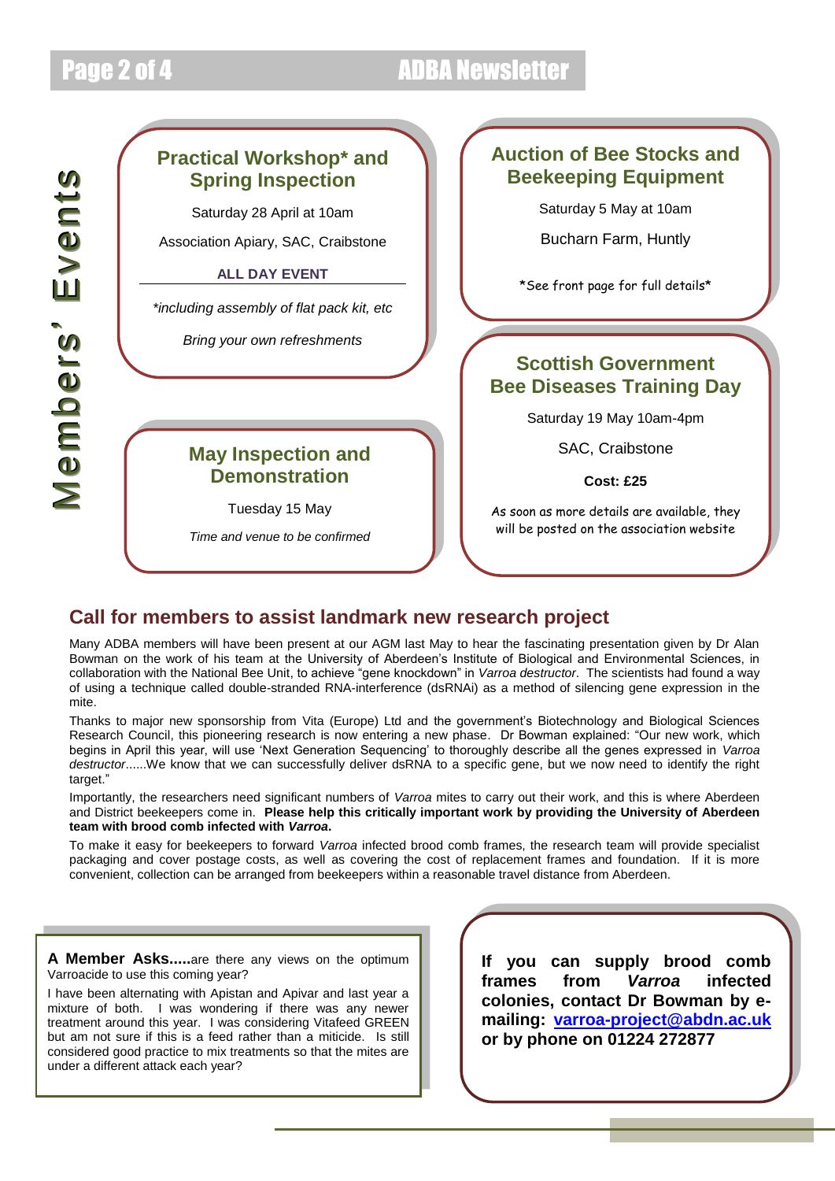# Members' Events

### Practical Workshop* and Spring Inspection

Saturday 28 April at 10am

Association Apiary, SAC, Craibstone

**ALL DAY EVENT**

*\*including assembly of flat pack kit, etc*

*Bring your own refreshments*

### May Inspection and Demonstration

Tuesday 15 May

*Time and venue to be confirmed*

### Auction of Bee Stocks and Beekeeping Equipment

Saturday 5 May at 10am

Bucharn Farm, Huntly

\*See front page for full details\*

### Scottish Government Bee Diseases Training Day

Saturday 19 May 10am-4pm

SAC, Craibstone

**Cost: £25**

As soon as more details are available, they will be posted on the association website

## Call for members to assist landmark new research project

Many ADBA members will have been present at our AGM last May to hear the fascinating presentation given by Dr Alan Bowman on the work of his team at the University of Aberdeen's Institute of Biological and Environmental Sciences, in collaboration with the National Bee Unit, to achieve "gene knockdown" in *Varroa destructor*. The scientists had found a way of using a technique called double-stranded RNA-interference (dsRNAi) as a method of silencing gene expression in the mite.

Thanks to major new sponsorship from Vita (Europe) Ltd and the government's Biotechnology and Biological Sciences Research Council, this pioneering research is now entering a new phase. Dr Bowman explained: "Our new work, which begins in April this year, will use 'Next Generation Sequencing' to thoroughly describe all the genes expressed in *Varroa destructor*......We know that we can successfully deliver dsRNA to a specific gene, but we now need to identify the right target."

Importantly, the researchers need significant numbers of *Varroa* mites to carry out their work, and this is where Aberdeen and District beekeepers come in. **Please help this critically important work by providing the University of Aberdeen team with brood comb infected with *Varroa*.**

To make it easy for beekeepers to forward *Varroa* infected brood comb frames, the research team will provide specialist packaging and cover postage costs, as well as covering the cost of replacement frames and foundation. If it is more convenient, collection can be arranged from beekeepers within a reasonable travel distance from Aberdeen.

**A Member Asks.....** are there any views on the optimum Varroacide to use this coming year?

I have been alternating with Apistan and Apivar and last year a mixture of both. I was wondering if there was any newer treatment around this year. I was considering Vitafeed GREEN but am not sure if this is a feed rather than a miticide. Is still considered good practice to mix treatments so that the mites are under a different attack each year?

**If you can supply brood comb frames from *Varroa* infected colonies, contact Dr Bowman by e-mailing: varroa-project@abdn.ac.uk or by phone on 01224 272877**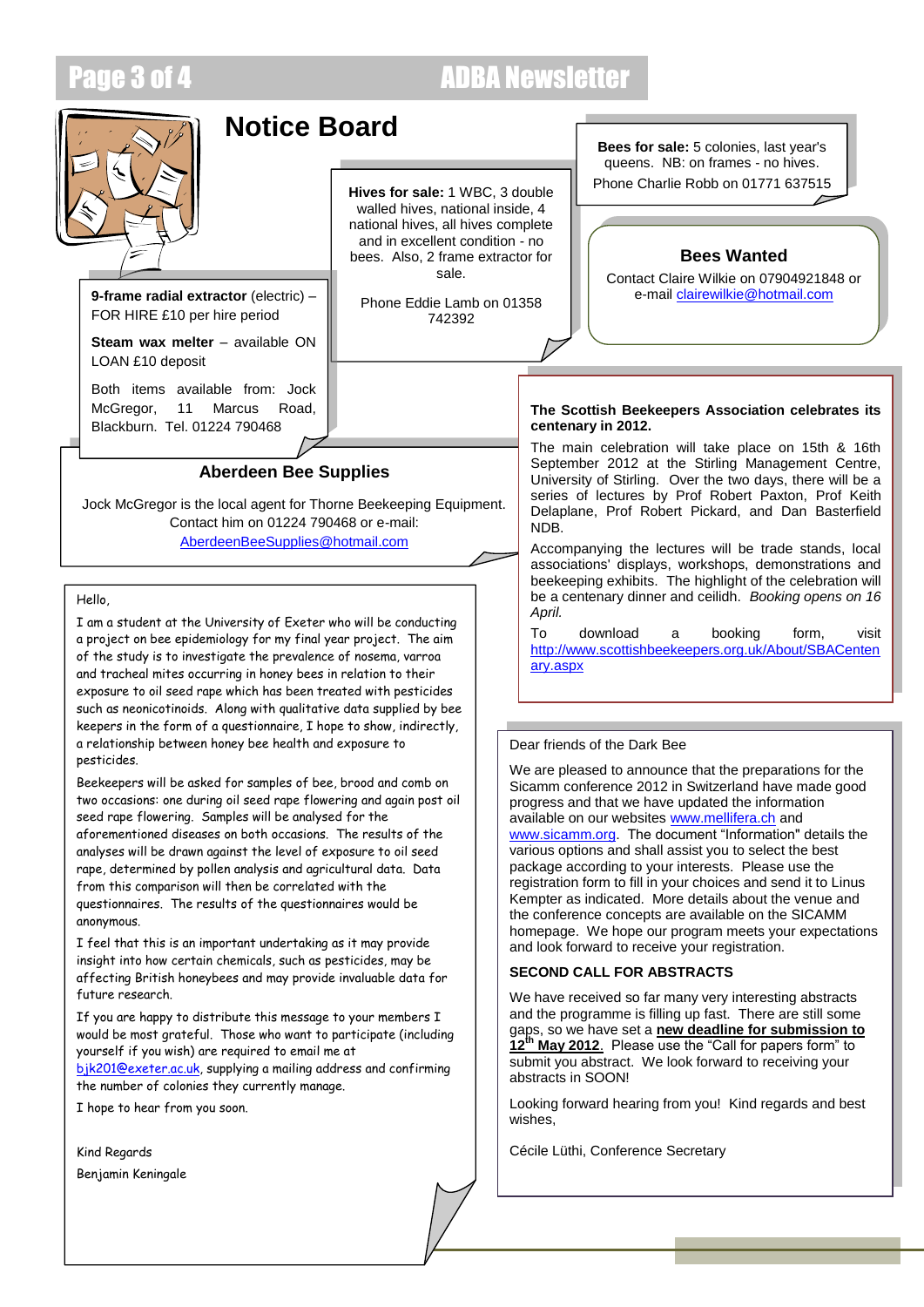# Notice Board

**9-frame radial extractor** (electric) – FOR HIRE £10 per hire period

**Steam wax melter** – available ON LOAN £10 deposit

Both items available from: Jock McGregor, 11 Marcus Road, Blackburn. Tel. 01224 790468

**Hives for sale:** 1 WBC, 3 double walled hives, national inside, 4 national hives, all hives complete and in excellent condition - no bees. Also, 2 frame extractor for sale.

Phone Eddie Lamb on 01358 742392

**Bees for sale:** 5 colonies, last year's queens. NB: on frames - no hives.

Phone Charlie Robb on 01771 637515

## Bees Wanted

Contact Claire Wilkie on 07904921848 or e-mail clairewilkie@hotmail.com

## Aberdeen Bee Supplies

Jock McGregor is the local agent for Thorne Beekeeping Equipment. Contact him on 01224 790468 or e-mail: AberdeenBeeSupplies@hotmail.com

**The Scottish Beekeepers Association celebrates its centenary in 2012.**

The main celebration will take place on 15th & 16th September 2012 at the Stirling Management Centre, University of Stirling. Over the two days, there will be a series of lectures by Prof Robert Paxton, Prof Keith Delaplane, Prof Robert Pickard, and Dan Basterfield NDB.

Accompanying the lectures will be trade stands, local associations' displays, workshops, demonstrations and beekeeping exhibits. The highlight of the celebration will be a centenary dinner and ceilidh. *Booking opens on 16 April.*

To download a booking form, visit http://www.scottishbeekeepers.org.uk/About/SBACentenary.aspx

Hello,

I am a student at the University of Exeter who will be conducting a project on bee epidemiology for my final year project. The aim of the study is to investigate the prevalence of nosema, varroa and tracheal mites occurring in honey bees in relation to their exposure to oil seed rape which has been treated with pesticides such as neonicotinoids. Along with qualitative data supplied by bee keepers in the form of a questionnaire, I hope to show, indirectly, a relationship between honey bee health and exposure to pesticides.

Beekeepers will be asked for samples of bee, brood and comb on two occasions: one during oil seed rape flowering and again post oil seed rape flowering. Samples will be analysed for the aforementioned diseases on both occasions. The results of the analyses will be drawn against the level of exposure to oil seed rape, determined by pollen analysis and agricultural data. Data from this comparison will then be correlated with the questionnaires. The results of the questionnaires would be anonymous.

I feel that this is an important undertaking as it may provide insight into how certain chemicals, such as pesticides, may be affecting British honeybees and may provide invaluable data for future research.

If you are happy to distribute this message to your members I would be most grateful. Those who want to participate (including yourself if you wish) are required to email me at bjk201@exeter.ac.uk, supplying a mailing address and confirming the number of colonies they currently manage.

I hope to hear from you soon.

Kind Regards

Benjamin Keningale

Dear friends of the Dark Bee

We are pleased to announce that the preparations for the Sicamm conference 2012 in Switzerland have made good progress and that we have updated the information available on our websites www.mellifera.ch and www.sicamm.org. The document "Information" details the various options and shall assist you to select the best package according to your interests. Please use the registration form to fill in your choices and send it to Linus Kempter as indicated. More details about the venue and the conference concepts are available on the SICAMM homepage. We hope our program meets your expectations and look forward to receive your registration.

**SECOND CALL FOR ABSTRACTS**

We have received so far many very interesting abstracts and the programme is filling up fast. There are still some gaps, so we have set a **new deadline for submission to 12th May 2012**. Please use the "Call for papers form" to submit you abstract. We look forward to receiving your abstracts in SOON!

Looking forward hearing from you! Kind regards and best wishes,

Cécile Lüthi, Conference Secretary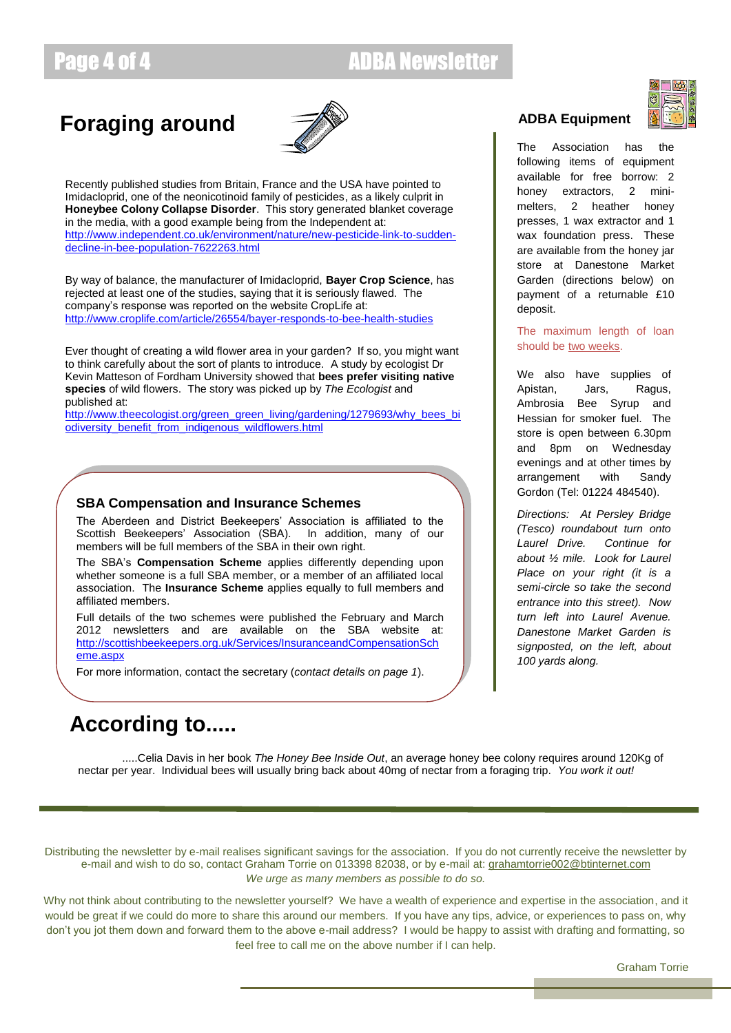# Foraging around

Recently published studies from Britain, France and the USA have pointed to Imidacloprid, one of the neonicotinoid family of pesticides, as a likely culprit in **Honeybee Colony Collapse Disorder**. This story generated blanket coverage in the media, with a good example being from the Independent at: http://www.independent.co.uk/environment/nature/new-pesticide-link-to-sudden-decline-in-bee-population-7622263.html

By way of balance, the manufacturer of Imidacloprid, **Bayer Crop Science**, has rejected at least one of the studies, saying that it is seriously flawed. The company's response was reported on the website CropLife at: http://www.croplife.com/article/26554/bayer-responds-to-bee-health-studies

Ever thought of creating a wild flower area in your garden? If so, you might want to think carefully about the sort of plants to introduce. A study by ecologist Dr Kevin Matteson of Fordham University showed that **bees prefer visiting native species** of wild flowers. The story was picked up by *The Ecologist* and published at: http://www.theecologist.org/green_green_living/gardening/1279693/why_bees_biodiversity_benefit_from_indigenous_wildflowers.html

### SBA Compensation and Insurance Schemes

The Aberdeen and District Beekeepers' Association is affiliated to the Scottish Beekeepers' Association (SBA). In addition, many of our members will be full members of the SBA in their own right.

The SBA's **Compensation Scheme** applies differently depending upon whether someone is a full SBA member, or a member of an affiliated local association. The **Insurance Scheme** applies equally to full members and affiliated members.

Full details of the two schemes were published the February and March 2012 newsletters and are available on the SBA website at: http://scottishbeekeepers.org.uk/Services/InsuranceandCompensationScheme.aspx

For more information, contact the secretary (*contact details on page 1*).

## ADBA Equipment

The Association has the following items of equipment available for free borrow: 2 honey extractors, 2 mini-melters, 2 heather honey presses, 1 wax extractor and 1 wax foundation press. These are available from the honey jar store at Danestone Market Garden (directions below) on payment of a returnable £10 deposit.

The maximum length of loan should be two weeks.

We also have supplies of Apistan, Jars, Ragus, Ambrosia Bee Syrup and Hessian for smoker fuel. The store is open between 6.30pm and 8pm on Wednesday evenings and at other times by arrangement with Sandy Gordon (Tel: 01224 484540).

*Directions: At Persley Bridge (Tesco) roundabout turn onto Laurel Drive. Continue for about ½ mile. Look for Laurel Place on your right (it is a semi-circle so take the second entrance into this street). Now turn left into Laurel Avenue. Danestone Market Garden is signposted, on the left, about 100 yards along.*

# According to.....

.....Celia Davis in her book *The Honey Bee Inside Out*, an average honey bee colony requires around 120Kg of nectar per year. Individual bees will usually bring back about 40mg of nectar from a foraging trip. *You work it out!*

---

Distributing the newsletter by e-mail realises significant savings for the association. If you do not currently receive the newsletter by e-mail and wish to do so, contact Graham Torrie on 013398 82038, or by e-mail at: grahamtorrie002@btinternet.com
*We urge as many members as possible to do so.*

Why not think about contributing to the newsletter yourself? We have a wealth of experience and expertise in the association, and it would be great if we could do more to share this around our members. If you have any tips, advice, or experiences to pass on, why don't you jot them down and forward them to the above e-mail address? I would be happy to assist with drafting and formatting, so feel free to call me on the above number if I can help.

Graham Torrie